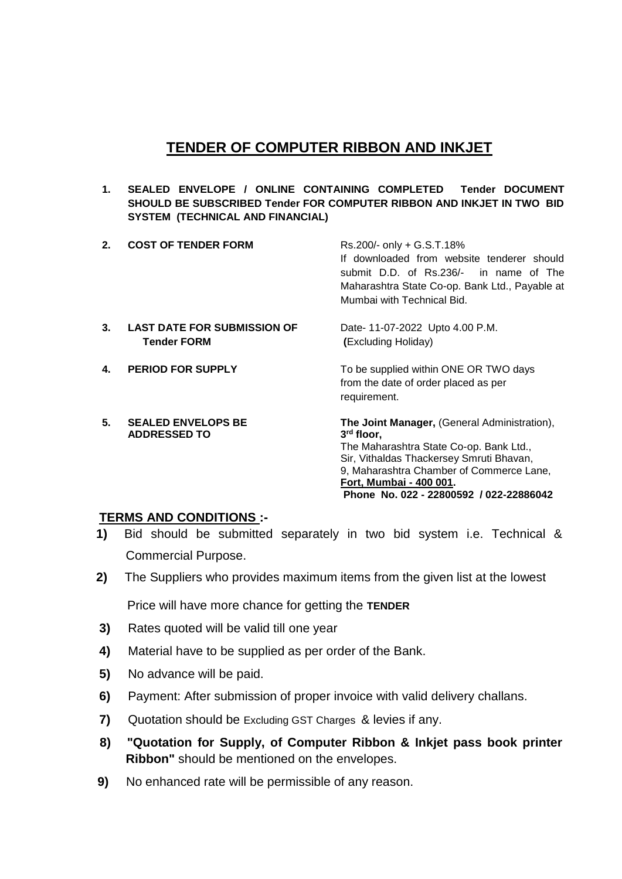# TENDER OF COMPUTER RIBBON AND INKJET

| | | |
|---|---|---|
| **1.** | **SEALED ENVELOPE / ONLINE CONTAINING COMPLETED Tender DOCUMENT SHOULD BE SUBSCRIBED Tender FOR COMPUTER RIBBON AND INKJET IN TWO BID SYSTEM (TECHNICAL AND FINANCIAL)** | |
| **2.** | **COST OF TENDER FORM** | Rs.200/- only + G.S.T.18% If downloaded from website tenderer should submit D.D. of Rs.236/- in name of The Maharashtra State Co-op. Bank Ltd., Payable at Mumbai with Technical Bid. |
| **3.** | **LAST DATE FOR SUBMISSION OF Tender FORM** | Date- 11-07-2022 Upto 4.00 P.M. **(**Excluding Holiday) |
| **4.** | **PERIOD FOR SUPPLY** | To be supplied within ONE OR TWO days from the date of order placed as per requirement. |
| **5.** | **SEALED ENVELOPS BE ADDRESSED TO** | **The Joint Manager,** (General Administration), **3rd floor,** The Maharashtra State Co-op. Bank Ltd., Sir, Vithaldas Thackersey Smruti Bhavan, 9, Maharashtra Chamber of Commerce Lane, **Fort, Mumbai - 400 001.** **Phone No. 022 - 22800592 / 022-22886042** |

## TERMS AND CONDITIONS :-

**1)** Bid should be submitted separately in two bid system i.e. Technical & Commercial Purpose.

**2)** The Suppliers who provides maximum items from the given list at the lowest Price will have more chance for getting the **TENDER**

**3)** Rates quoted will be valid till one year

**4)** Material have to be supplied as per order of the Bank.

**5)** No advance will be paid.

**6)** Payment: After submission of proper invoice with valid delivery challans.

**7)** Quotation should be Excluding GST Charges & levies if any.

**8)** **"Quotation for Supply, of Computer Ribbon & Inkjet pass book printer Ribbon"** should be mentioned on the envelopes.

**9)** No enhanced rate will be permissible of any reason.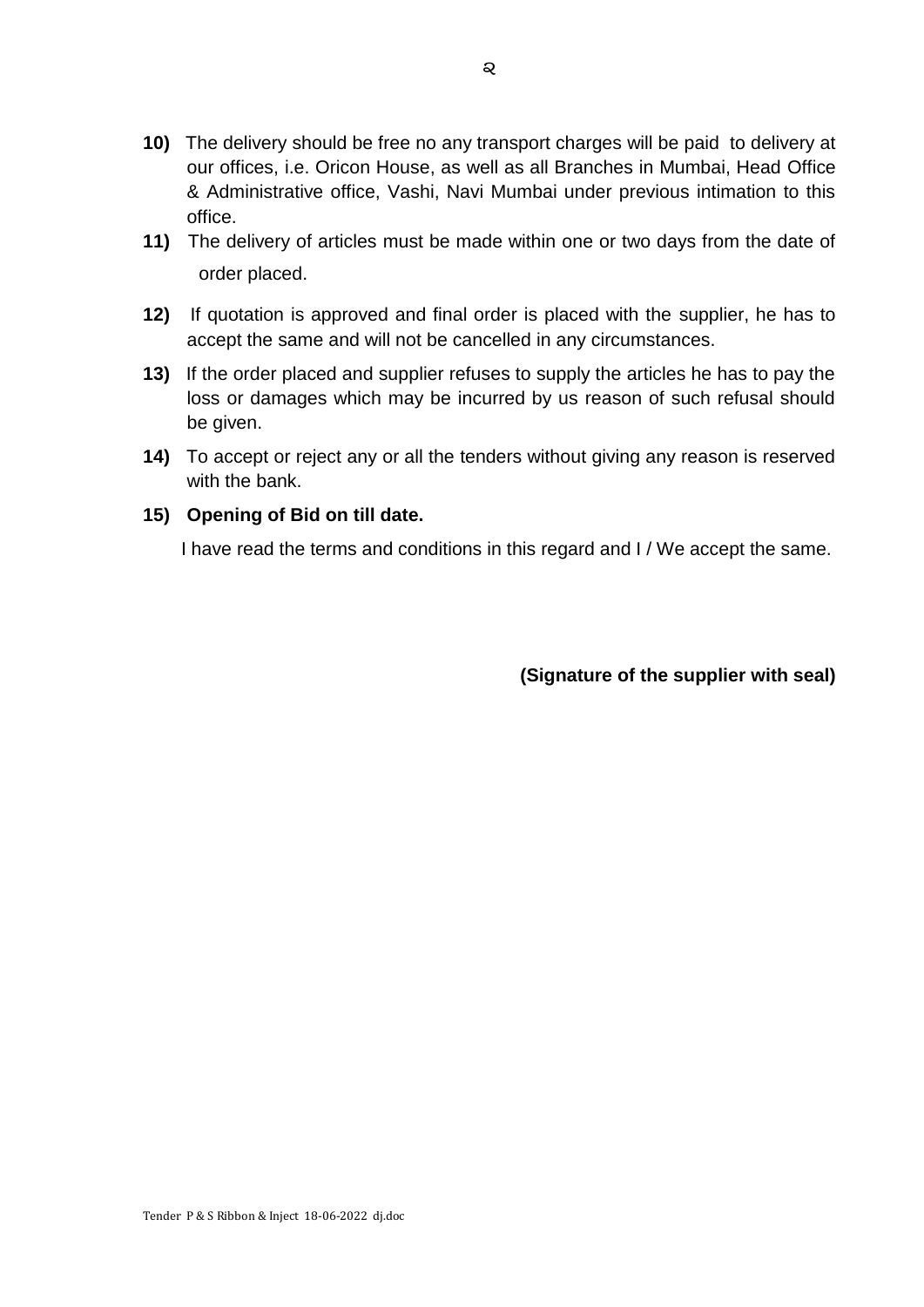**10)** The delivery should be free no any transport charges will be paid to delivery at our offices, i.e. Oricon House, as well as all Branches in Mumbai, Head Office & Administrative office, Vashi, Navi Mumbai under previous intimation to this office.

**11)** The delivery of articles must be made within one or two days from the date of order placed.

**12)** If quotation is approved and final order is placed with the supplier, he has to accept the same and will not be cancelled in any circumstances.

**13)** If the order placed and supplier refuses to supply the articles he has to pay the loss or damages which may be incurred by us reason of such refusal should be given.

**14)** To accept or reject any or all the tenders without giving any reason is reserved with the bank.

**15) Opening of Bid on till date.**

I have read the terms and conditions in this regard and I / We accept the same.

**(Signature of the supplier with seal)**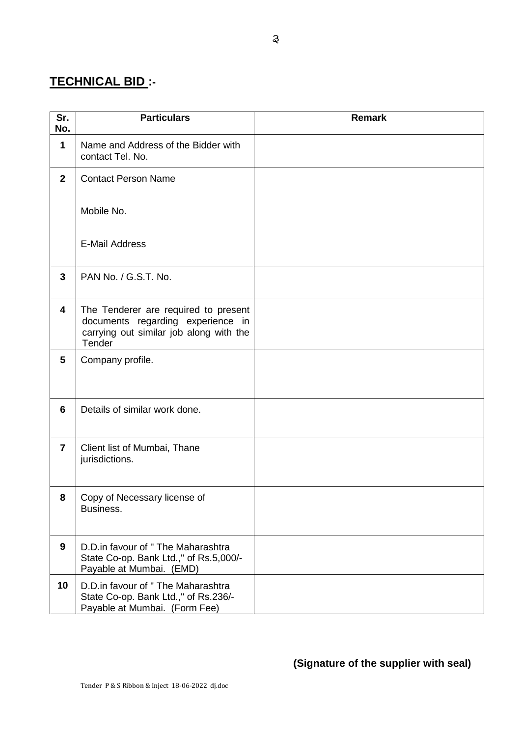## **TECHNICAL BID :-**

| Sr. No. | Particulars | Remark |
|---|---|---|
| **1** | Name and Address of the Bidder with contact Tel. No. | |
| **2** | Contact Person Name<br><br>Mobile No.<br><br>E-Mail Address | |
| **3** | PAN No. / G.S.T. No. | |
| **4** | The Tenderer are required to present documents regarding experience in carrying out similar job along with the Tender | |
| **5** | Company profile. | |
| **6** | Details of similar work done. | |
| **7** | Client list of Mumbai, Thane jurisdictions. | |
| **8** | Copy of Necessary license of Business. | |
| **9** | D.D.in favour of " The Maharashtra State Co-op. Bank Ltd.," of Rs.5,000/- Payable at Mumbai. (EMD) | |
| **10** | D.D.in favour of " The Maharashtra State Co-op. Bank Ltd.," of Rs.236/- Payable at Mumbai. (Form Fee) | |

**(Signature of the supplier with seal)**

Tender P & S Ribbon & Inject 18-06-2022 dj.doc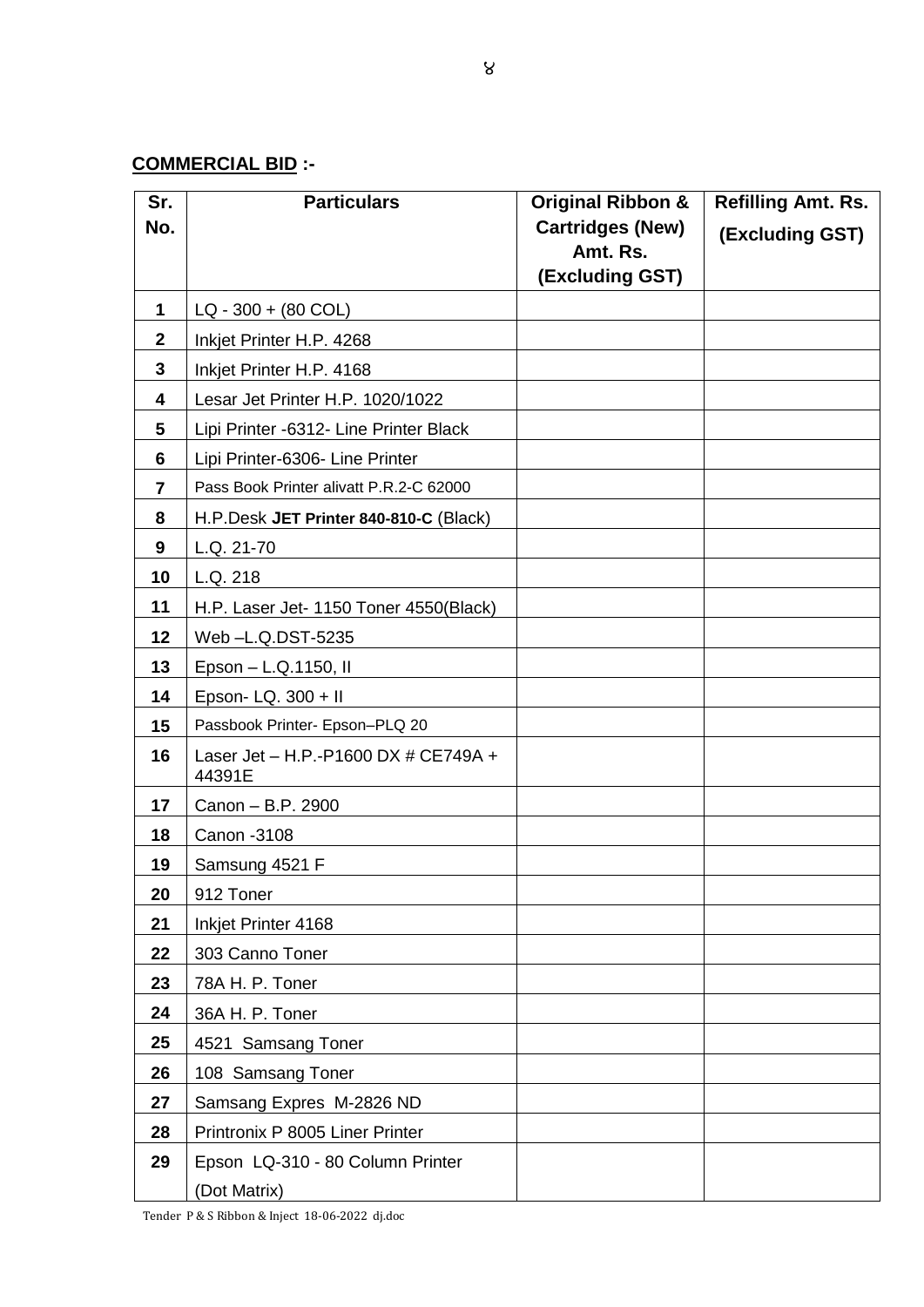**COMMERCIAL BID :-**

| Sr. No. | Particulars | Original Ribbon & Cartridges (New) Amt. Rs. (Excluding GST) | Refilling Amt. Rs. (Excluding GST) |
|---|---|---|---|
| 1 | LQ - 300 + (80 COL) | | |
| 2 | Inkjet Printer H.P. 4268 | | |
| 3 | Inkjet Printer H.P. 4168 | | |
| 4 | Lesar Jet Printer H.P. 1020/1022 | | |
| 5 | Lipi Printer -6312- Line Printer Black | | |
| 6 | Lipi Printer-6306- Line Printer | | |
| 7 | Pass Book Printer alivatt P.R.2-C 62000 | | |
| 8 | H.P.Desk **JET Printer 840-810-C** (Black) | | |
| 9 | L.Q. 21-70 | | |
| 10 | L.Q. 218 | | |
| 11 | H.P. Laser Jet- 1150 Toner 4550(Black) | | |
| 12 | Web –L.Q.DST-5235 | | |
| 13 | Epson – L.Q.1150, II | | |
| 14 | Epson- LQ. 300 + II | | |
| 15 | Passbook Printer- Epson–PLQ 20 | | |
| 16 | Laser Jet – H.P.-P1600 DX # CE749A + 44391E | | |
| 17 | Canon – B.P. 2900 | | |
| 18 | Canon -3108 | | |
| 19 | Samsung 4521 F | | |
| 20 | 912 Toner | | |
| 21 | Inkjet Printer 4168 | | |
| 22 | 303 Canno Toner | | |
| 23 | 78A H. P. Toner | | |
| 24 | 36A H. P. Toner | | |
| 25 | 4521 Samsang Toner | | |
| 26 | 108 Samsang Toner | | |
| 27 | Samsang Expres M-2826 ND | | |
| 28 | Printronix P 8005 Liner Printer | | |
| 29 | Epson LQ-310 - 80 Column Printer (Dot Matrix) | | |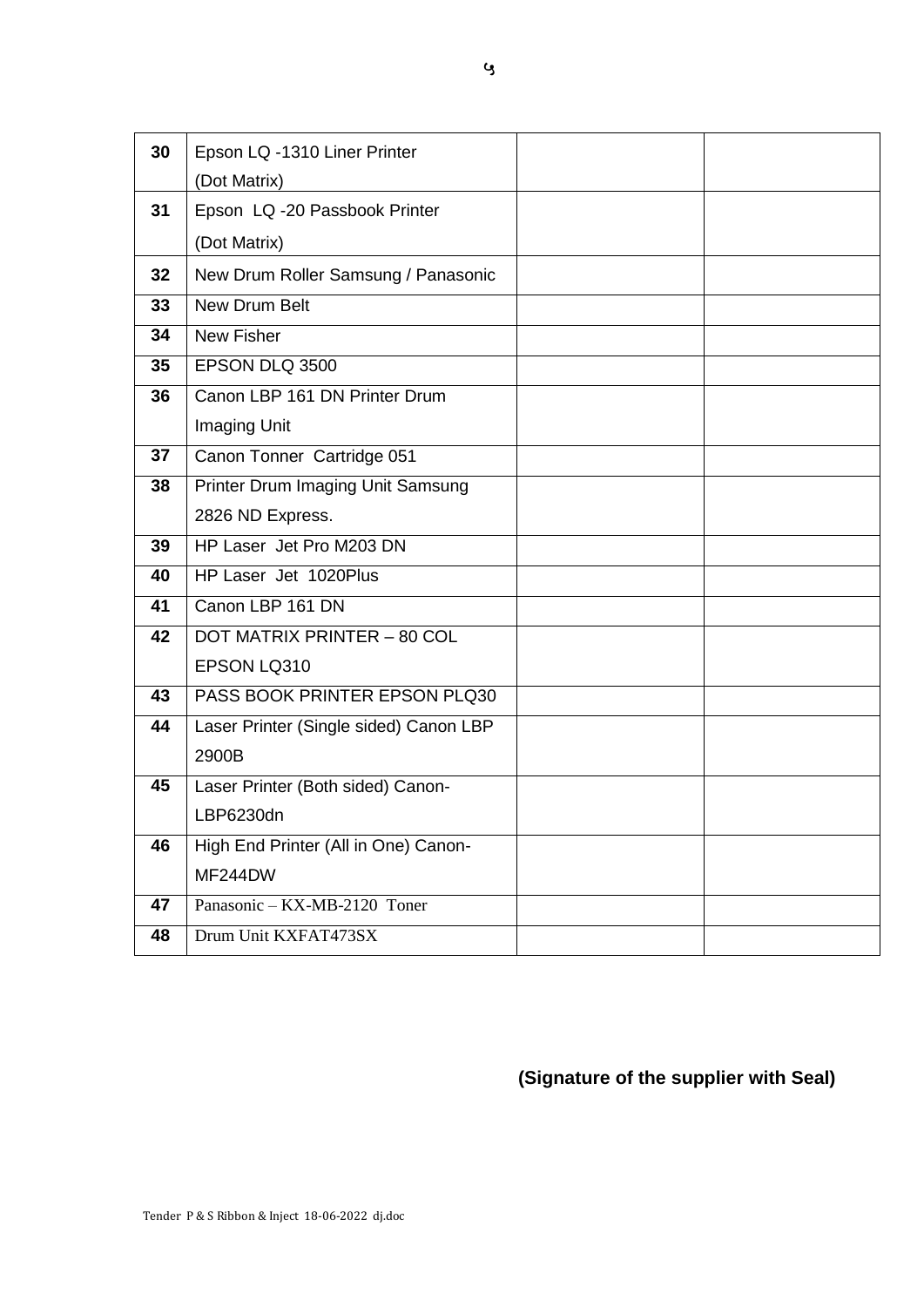| | | | |
|---|---|---|---|
| **30** | Epson LQ -1310 Liner Printer (Dot Matrix) | | |
| **31** | Epson LQ -20 Passbook Printer (Dot Matrix) | | |
| **32** | New Drum Roller Samsung / Panasonic | | |
| **33** | New Drum Belt | | |
| **34** | New Fisher | | |
| **35** | EPSON DLQ 3500 | | |
| **36** | Canon LBP 161 DN Printer Drum Imaging Unit | | |
| **37** | Canon Tonner Cartridge 051 | | |
| **38** | Printer Drum Imaging Unit Samsung 2826 ND Express. | | |
| **39** | HP Laser Jet Pro M203 DN | | |
| **40** | HP Laser Jet 1020Plus | | |
| **41** | Canon LBP 161 DN | | |
| **42** | DOT MATRIX PRINTER – 80 COL EPSON LQ310 | | |
| **43** | PASS BOOK PRINTER EPSON PLQ30 | | |
| **44** | Laser Printer (Single sided) Canon LBP 2900B | | |
| **45** | Laser Printer (Both sided) Canon-LBP6230dn | | |
| **46** | High End Printer (All in One) Canon-MF244DW | | |
| **47** | Panasonic – KX-MB-2120 Toner | | |
| **48** | Drum Unit KXFAT473SX | | |

**(Signature of the supplier with Seal)**